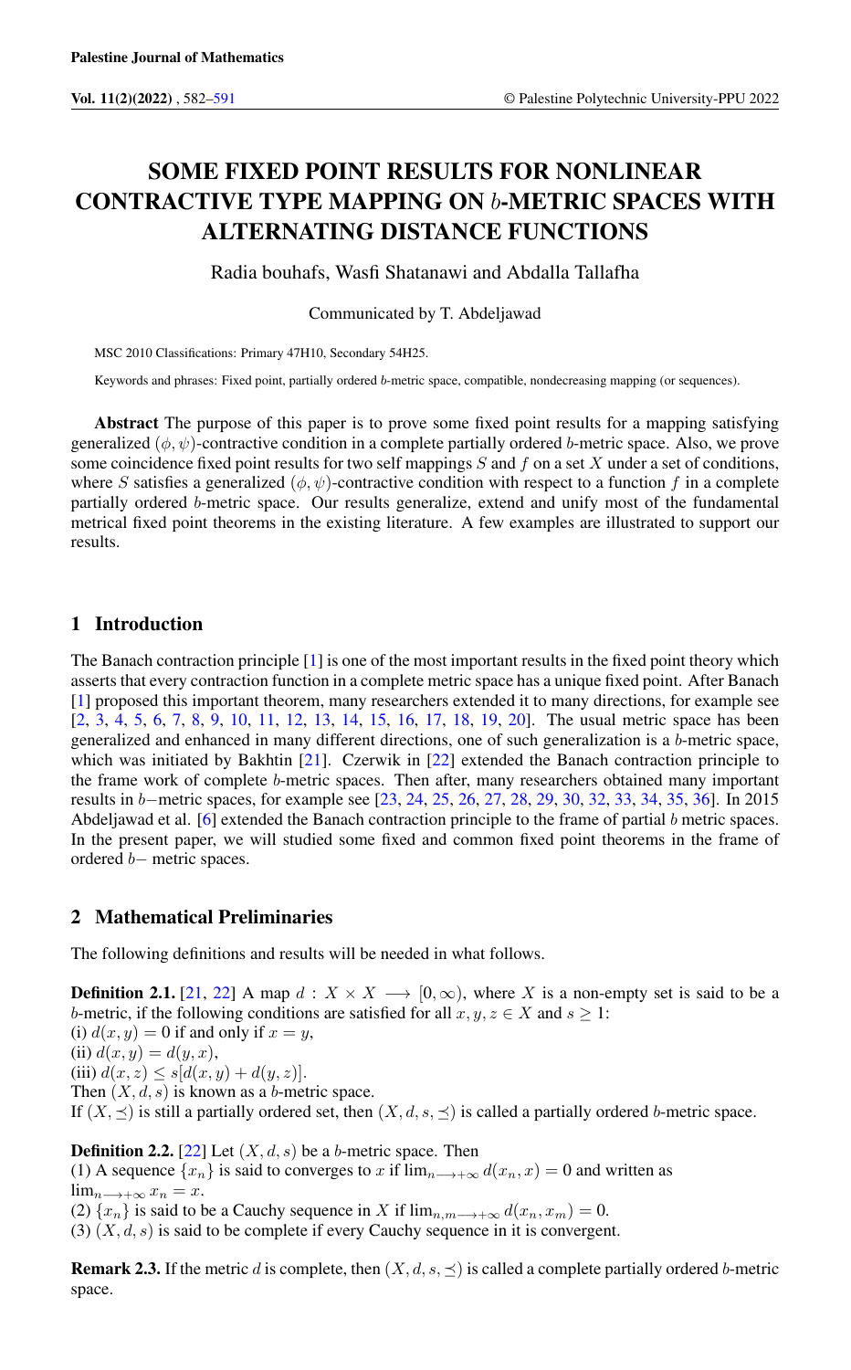# SOME FIXED POINT RESULTS FOR NONLINEAR CONTRACTIVE TYPE MAPPING ON $b$-METRIC SPACES WITH ALTERNATING DISTANCE FUNCTIONS

Radia bouhafs, Wasfi Shatanawi and Abdalla Tallafha

Communicated by T. Abdeljawad

MSC 2010 Classifications: Primary 47H10, Secondary 54H25.

Keywords and phrases: Fixed point, partially ordered $b$-metric space, compatible, nondecreasing mapping (or sequences).

**Abstract** The purpose of this paper is to prove some fixed point results for a mapping satisfying generalized $(\phi, \psi)$-contractive condition in a complete partially ordered $b$-metric space. Also, we prove some coincidence fixed point results for two self mappings $S$ and $f$ on a set $X$ under a set of conditions, where $S$ satisfies a generalized $(\phi, \psi)$-contractive condition with respect to a function $f$ in a complete partially ordered $b$-metric space. Our results generalize, extend and unify most of the fundamental metrical fixed point theorems in the existing literature. A few examples are illustrated to support our results.

## 1 Introduction

The Banach contraction principle [1] is one of the most important results in the fixed point theory which asserts that every contraction function in a complete metric space has a unique fixed point. After Banach [1] proposed this important theorem, many researchers extended it to many directions, for example see [2, 3, 4, 5, 6, 7, 8, 9, 10, 11, 12, 13, 14, 15, 16, 17, 18, 19, 20]. The usual metric space has been generalized and enhanced in many different directions, one of such generalization is a $b$-metric space, which was initiated by Bakhtin [21]. Czerwik in [22] extended the Banach contraction principle to the frame work of complete $b$-metric spaces. Then after, many researchers obtained many important results in $b-$metric spaces, for example see [23, 24, 25, 26, 27, 28, 29, 30, 32, 33, 34, 35, 36]. In 2015 Abdeljawad et al. [6] extended the Banach contraction principle to the frame of partial $b$ metric spaces. In the present paper, we will studied some fixed and common fixed point theorems in the frame of ordered $b-$ metric spaces.

## 2 Mathematical Preliminaries

The following definitions and results will be needed in what follows.

**Definition 2.1.** [21, 22] A map $d : X \times X \longrightarrow [0, \infty)$, where $X$ is a non-empty set is said to be a $b$-metric, if the following conditions are satisfied for all $x, y, z \in X$ and $s \geq 1$:
(i) $d(x, y) = 0$ if and only if $x = y$,
(ii) $d(x, y) = d(y, x)$,
(iii) $d(x, z) \leq s[d(x, y) + d(y, z)]$.
Then $(X, d, s)$ is known as a $b$-metric space.
If $(X, \preceq)$ is still a partially ordered set, then $(X, d, s, \preceq)$ is called a partially ordered $b$-metric space.

**Definition 2.2.** [22] Let $(X, d, s)$ be a $b$-metric space. Then
(1) A sequence $\{x_n\}$ is said to converges to $x$ if $\lim_{n \longrightarrow +\infty} d(x_n, x) = 0$ and written as $\lim_{n \longrightarrow +\infty} x_n = x$.
(2) $\{x_n\}$ is said to be a Cauchy sequence in $X$ if $\lim_{n,m \longrightarrow +\infty} d(x_n, x_m) = 0$.
(3) $(X, d, s)$ is said to be complete if every Cauchy sequence in it is convergent.

**Remark 2.3.** If the metric $d$ is complete, then $(X, d, s, \preceq)$ is called a complete partially ordered $b$-metric space.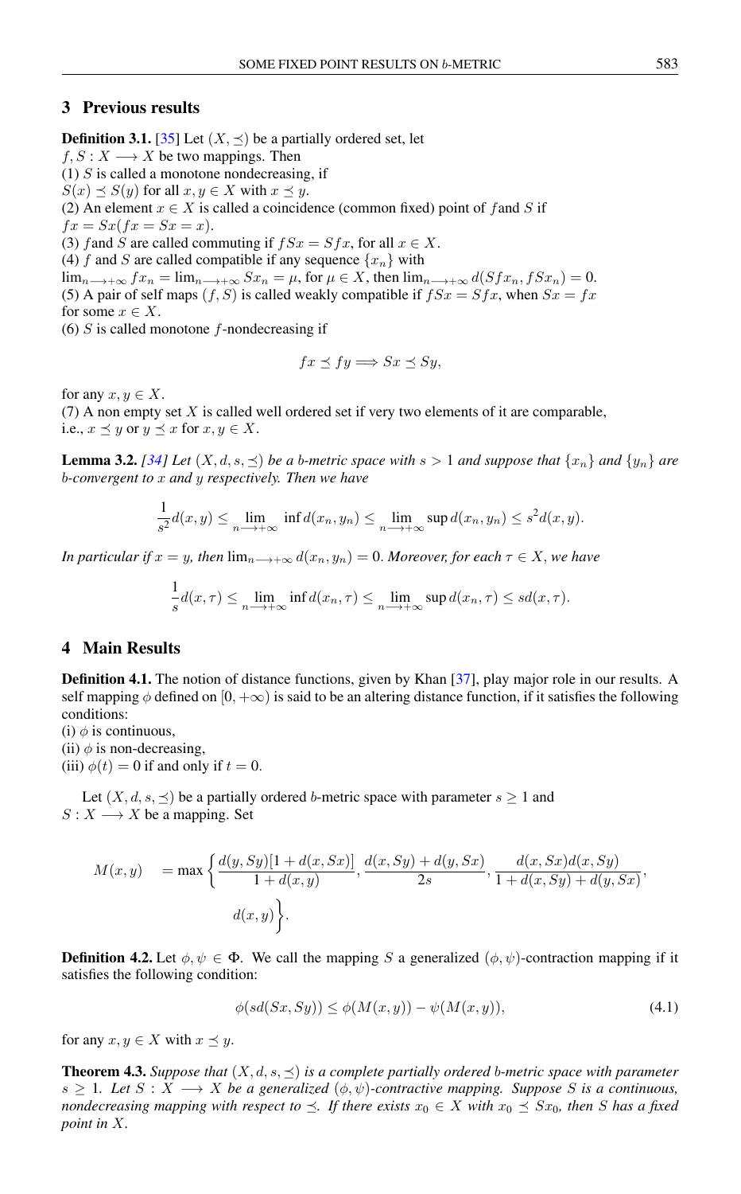## 3 Previous results

**Definition 3.1.** [35] Let $(X, \preceq)$ be a partially ordered set, let $f, S : X \longrightarrow X$ be two mappings. Then
(1) $S$ is called a monotone nondecreasing, if $S(x) \preceq S(y)$ for all $x, y \in X$ with $x \preceq y$.
(2) An element $x \in X$ is called a coincidence (common fixed) point of $f$and $S$ if $fx = Sx(fx = Sx = x)$.
(3) $f$and $S$ are called commuting if $fSx = Sfx$, for all $x \in X$.
(4) $f$ and $S$ are called compatible if any sequence $\{x_n\}$ with $\lim_{n\longrightarrow+\infty} fx_n = \lim_{n\longrightarrow+\infty} Sx_n = \mu$, for $\mu \in X$, then $\lim_{n\longrightarrow+\infty} d(Sfx_n, fSx_n) = 0$.
(5) A pair of self maps $(f, S)$ is called weakly compatible if $fSx = Sfx$, when $Sx = fx$ for some $x \in X$.
(6) $S$ is called monotone $f$-nondecreasing if

$$fx \preceq fy \Longrightarrow Sx \preceq Sy,$$

for any $x, y \in X$.
(7) A non empty set $X$ is called well ordered set if very two elements of it are comparable, i.e., $x \preceq y$ or $y \preceq x$ for $x, y \in X$.

**Lemma 3.2.** *[34] Let $(X, d, s, \preceq)$ be a b-metric space with $s > 1$ and suppose that $\{x_n\}$ and $\{y_n\}$ are b-convergent to $x$ and $y$ respectively. Then we have*

$$\frac{1}{s^2} d(x, y) \leq \lim_{n\longrightarrow+\infty} \inf d(x_n, y_n) \leq \lim_{n\longrightarrow+\infty} \sup d(x_n, y_n) \leq s^2 d(x, y).$$

*In particular if $x = y$, then $\lim_{n\longrightarrow+\infty} d(x_n, y_n) = 0$. Moreover, for each $\tau \in X$, we have*

$$\frac{1}{s} d(x, \tau) \leq \lim_{n\longrightarrow+\infty} \inf d(x_n, \tau) \leq \lim_{n\longrightarrow+\infty} \sup d(x_n, \tau) \leq s d(x, \tau).$$

## 4 Main Results

**Definition 4.1.** The notion of distance functions, given by Khan [37], play major role in our results. A self mapping $\phi$ defined on $[0, +\infty)$ is said to be an altering distance function, if it satisfies the following conditions:
(i) $\phi$ is continuous,
(ii) $\phi$ is non-decreasing,
(iii) $\phi(t) = 0$ if and only if $t = 0$.

Let $(X, d, s, \preceq)$ be a partially ordered $b$-metric space with parameter $s \geq 1$ and $S : X \longrightarrow X$ be a mapping. Set

$$M(x, y) = \max\left\{ \frac{d(y, Sy)[1 + d(x, Sx)]}{1 + d(x, y)}, \frac{d(x, Sy) + d(y, Sx)}{2s}, \frac{d(x, Sx)d(x, Sy)}{1 + d(x, Sy) + d(y, Sx)}, d(x, y) \right\}.$$

**Definition 4.2.** Let $\phi, \psi \in \Phi$. We call the mapping $S$ a generalized $(\phi, \psi)$-contraction mapping if it satisfies the following condition:

$$\phi(sd(Sx, Sy)) \leq \phi(M(x, y)) - \psi(M(x, y)), \tag{4.1}$$

for any $x, y \in X$ with $x \preceq y$.

**Theorem 4.3.** *Suppose that $(X, d, s, \preceq)$ is a complete partially ordered b-metric space with parameter $s \geq 1$. Let $S : X \longrightarrow X$ be a generalized $(\phi, \psi)$-contractive mapping. Suppose $S$ is a continuous, nondecreasing mapping with respect to $\preceq$. If there exists $x_0 \in X$ with $x_0 \preceq Sx_0$, then $S$ has a fixed point in $X$.*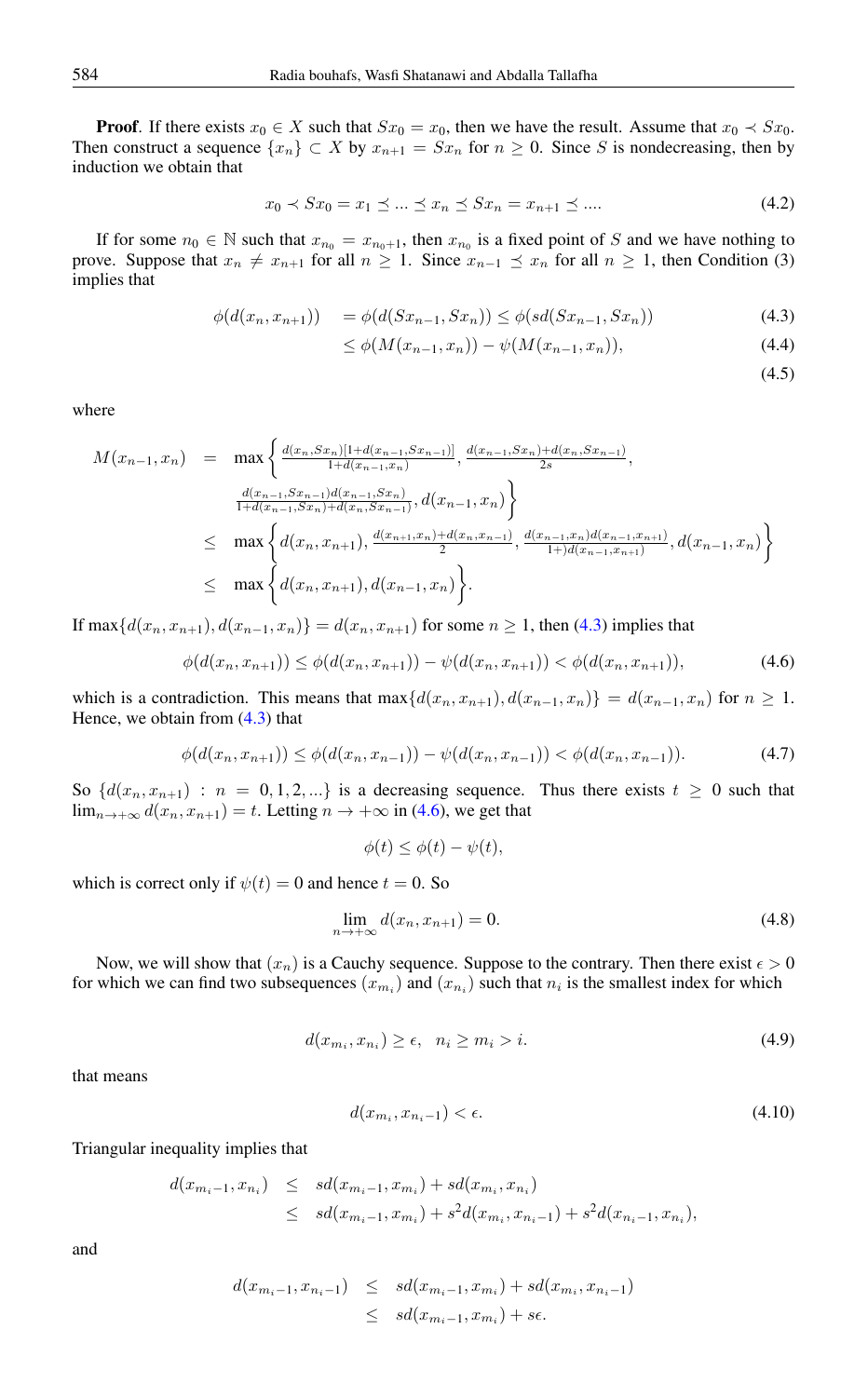**Proof**. If there exists $x_0 \in X$ such that $Sx_0 = x_0$, then we have the result. Assume that $x_0 \prec Sx_0$. Then construct a sequence $\{x_n\} \subset X$ by $x_{n+1} = Sx_n$ for $n \geq 0$. Since $S$ is nondecreasing, then by induction we obtain that

$$x_0 \prec Sx_0 = x_1 \preceq ... \preceq x_n \preceq Sx_n = x_{n+1} \preceq .... \tag{4.2}$$

If for some $n_0 \in \mathbb{N}$ such that $x_{n_0} = x_{n_0+1}$, then $x_{n_0}$ is a fixed point of $S$ and we have nothing to prove. Suppose that $x_n \neq x_{n+1}$ for all $n \geq 1$. Since $x_{n-1} \preceq x_n$ for all $n \geq 1$, then Condition (3) implies that

$$\begin{aligned}
\phi(d(x_n, x_{n+1})) &= \phi(d(Sx_{n-1}, Sx_n)) \leq \phi(sd(Sx_{n-1}, Sx_n)) && (4.3)\\
&\leq \phi(M(x_{n-1}, x_n)) - \psi(M(x_{n-1}, x_n)), && (4.4)\\
& && (4.5)
\end{aligned}$$

where

$$\begin{aligned}
M(x_{n-1}, x_n) &= \max\Bigg\{ \tfrac{d(x_n, Sx_n)[1+d(x_{n-1}, Sx_{n-1})]}{1+d(x_{n-1}, x_n)}, \tfrac{d(x_{n-1}, Sx_n)+d(x_n, Sx_{n-1})}{2s}, \\
&\qquad \tfrac{d(x_{n-1}, Sx_{n-1})d(x_{n-1}, Sx_n)}{1+d(x_{n-1}, Sx_n)+d(x_n, Sx_{n-1})}, d(x_{n-1}, x_n) \Bigg\} \\
&\leq \max\Bigg\{ d(x_n, x_{n+1}), \tfrac{d(x_{n+1}, x_n)+d(x_n, x_{n-1})}{2}, \tfrac{d(x_{n-1}, x_n)d(x_{n-1}, x_{n+1})}{1+)d(x_{n-1}, x_{n+1})}, d(x_{n-1}, x_n) \Bigg\} \\
&\leq \max\Bigg\{ d(x_n, x_{n+1}), d(x_{n-1}, x_n) \Bigg\}.
\end{aligned}$$

If $\max\{d(x_n, x_{n+1}), d(x_{n-1}, x_n)\} = d(x_n, x_{n+1})$ for some $n \geq 1$, then (4.3) implies that

$$\phi(d(x_n, x_{n+1})) \leq \phi(d(x_n, x_{n+1})) - \psi(d(x_n, x_{n+1})) < \phi(d(x_n, x_{n+1})), \tag{4.6}$$

which is a contradiction. This means that $\max\{d(x_n, x_{n+1}), d(x_{n-1}, x_n)\} = d(x_{n-1}, x_n)$ for $n \geq 1$. Hence, we obtain from (4.3) that

$$\phi(d(x_n, x_{n+1})) \leq \phi(d(x_n, x_{n-1})) - \psi(d(x_n, x_{n-1})) < \phi(d(x_n, x_{n-1})). \tag{4.7}$$

So $\{d(x_n, x_{n+1}) : n = 0, 1, 2, ...\}$ is a decreasing sequence. Thus there exists $t \geq 0$ such that $\lim_{n \to +\infty} d(x_n, x_{n+1}) = t$. Letting $n \to +\infty$ in (4.6), we get that

$$\phi(t) \leq \phi(t) - \psi(t),$$

which is correct only if $\psi(t) = 0$ and hence $t = 0$. So

$$\lim_{n \to +\infty} d(x_n, x_{n+1}) = 0. \tag{4.8}$$

Now, we will show that $(x_n)$ is a Cauchy sequence. Suppose to the contrary. Then there exist $\epsilon > 0$ for which we can find two subsequences $(x_{m_i})$ and $(x_{n_i})$ such that $n_i$ is the smallest index for which

$$d(x_{m_i}, x_{n_i}) \geq \epsilon, \quad n_i \geq m_i > i. \tag{4.9}$$

that means

$$d(x_{m_i}, x_{n_i-1}) < \epsilon. \tag{4.10}$$

Triangular inequality implies that

$$\begin{aligned}
d(x_{m_i-1}, x_{n_i}) &\leq sd(x_{m_i-1}, x_{m_i}) + sd(x_{m_i}, x_{n_i}) \\
&\leq sd(x_{m_i-1}, x_{m_i}) + s^2 d(x_{m_i}, x_{n_i-1}) + s^2 d(x_{n_i-1}, x_{n_i}),
\end{aligned}$$

and

$$\begin{aligned}
d(x_{m_i-1}, x_{n_i-1}) &\leq sd(x_{m_i-1}, x_{m_i}) + sd(x_{m_i}, x_{n_i-1}) \\
&\leq sd(x_{m_i-1}, x_{m_i}) + s\epsilon.
\end{aligned}$$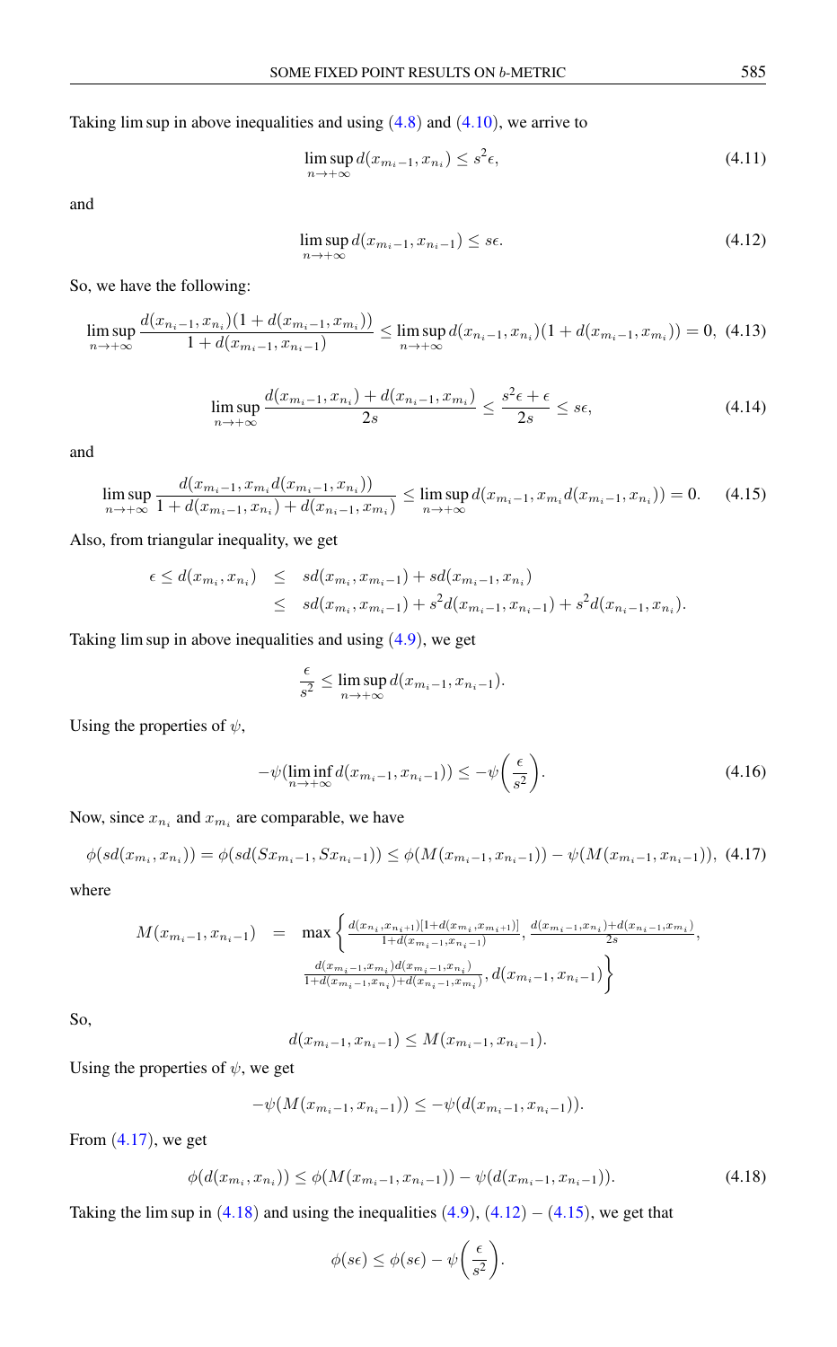Taking $\limsup$ in above inequalities and using (4.8) and (4.10), we arrive to

$$\limsup_{n\to+\infty} d(x_{m_i-1}, x_{n_i}) \leq s^2\epsilon, \tag{4.11}$$

and

$$\limsup_{n\to+\infty} d(x_{m_i-1}, x_{n_i-1}) \leq s\epsilon. \tag{4.12}$$

So, we have the following:

$$\limsup_{n\to+\infty} \frac{d(x_{n_i-1}, x_{n_i})(1 + d(x_{m_i-1}, x_{m_i}))}{1 + d(x_{m_i-1}, x_{n_i-1})} \leq \limsup_{n\to+\infty} d(x_{n_i-1}, x_{n_i})(1 + d(x_{m_i-1}, x_{m_i})) = 0, \tag{4.13}$$

$$\limsup_{n\to+\infty} \frac{d(x_{m_i-1}, x_{n_i}) + d(x_{n_i-1}, x_{m_i})}{2s} \leq \frac{s^2\epsilon + \epsilon}{2s} \leq s\epsilon, \tag{4.14}$$

and

$$\limsup_{n\to+\infty} \frac{d(x_{m_i-1}, x_{m_i} d(x_{m_i-1}, x_{n_i}))}{1 + d(x_{m_i-1}, x_{n_i}) + d(x_{n_i-1}, x_{m_i})} \leq \limsup_{n\to+\infty} d(x_{m_i-1}, x_{m_i} d(x_{m_i-1}, x_{n_i})) = 0. \tag{4.15}$$

Also, from triangular inequality, we get

$$\begin{aligned}
\epsilon \leq d(x_{m_i}, x_{n_i}) &\leq sd(x_{m_i}, x_{m_i-1}) + sd(x_{m_i-1}, x_{n_i}) \\
&\leq sd(x_{m_i}, x_{m_i-1}) + s^2 d(x_{m_i-1}, x_{n_i-1}) + s^2 d(x_{n_i-1}, x_{n_i}).
\end{aligned}$$

Taking $\limsup$ in above inequalities and using (4.9), we get

$$\frac{\epsilon}{s^2} \leq \limsup_{n\to+\infty} d(x_{m_i-1}, x_{n_i-1}).$$

Using the properties of $\psi$,

$$-\psi(\liminf_{n\to+\infty} d(x_{m_i-1}, x_{n_i-1})) \leq -\psi\left(\frac{\epsilon}{s^2}\right). \tag{4.16}$$

Now, since $x_{n_i}$ and $x_{m_i}$ are comparable, we have

$$\phi(sd(x_{m_i}, x_{n_i})) = \phi(sd(Sx_{m_i-1}, Sx_{n_i-1})) \leq \phi(M(x_{m_i-1}, x_{n_i-1})) - \psi(M(x_{m_i-1}, x_{n_i-1})), \tag{4.17}$$

where

$$\begin{aligned}
M(x_{m_i-1}, x_{n_i-1}) \;=\; \max\Bigg\{ & \frac{d(x_{n_i}, x_{n_i+1})[1 + d(x_{m_i}, x_{m_i+1})]}{1 + d(x_{m_i-1}, x_{n_i-1})}, \frac{d(x_{m_i-1}, x_{n_i}) + d(x_{n_i-1}, x_{m_i})}{2s}, \\
& \frac{d(x_{m_i-1}, x_{m_i}) d(x_{m_i-1}, x_{n_i})}{1 + d(x_{m_i-1}, x_{n_i}) + d(x_{n_i-1}, x_{m_i})}, d(x_{m_i-1}, x_{n_i-1}) \Bigg\}
\end{aligned}$$

So,

$$d(x_{m_i-1}, x_{n_i-1}) \leq M(x_{m_i-1}, x_{n_i-1}).$$

Using the properties of $\psi$, we get

$$-\psi(M(x_{m_i-1}, x_{n_i-1})) \leq -\psi(d(x_{m_i-1}, x_{n_i-1})).$$

From (4.17), we get

$$\phi(d(x_{m_i}, x_{n_i})) \leq \phi(M(x_{m_i-1}, x_{n_i-1})) - \psi(d(x_{m_i-1}, x_{n_i-1})). \tag{4.18}$$

Taking the $\limsup$ in (4.18) and using the inequalities (4.9), (4.12) – (4.15), we get that

$$\phi(s\epsilon) \leq \phi(s\epsilon) - \psi\left(\frac{\epsilon}{s^2}\right).$$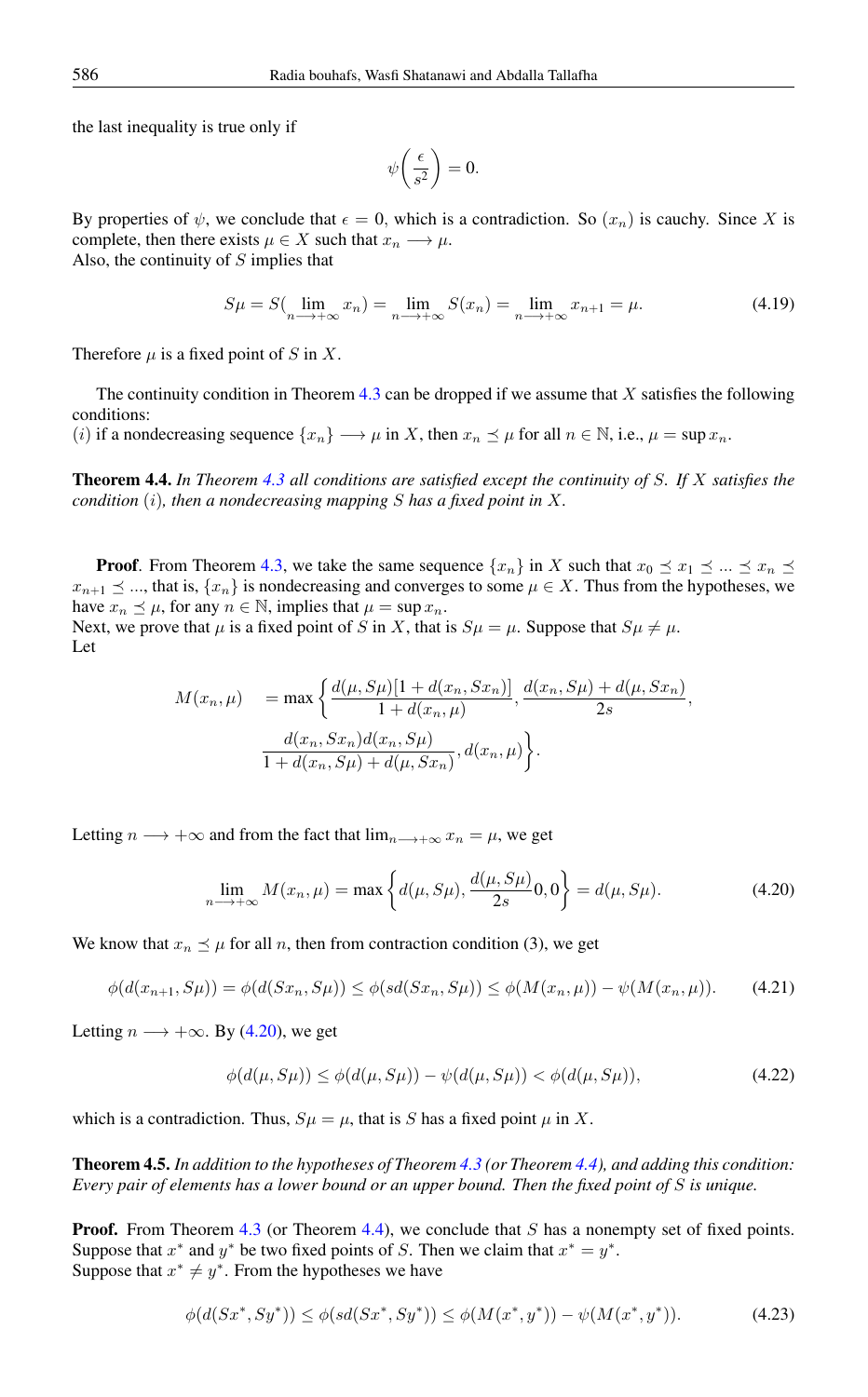the last inequality is true only if

$$\psi\left(\frac{\epsilon}{s^2}\right) = 0.$$

By properties of $\psi$, we conclude that $\epsilon = 0$, which is a contradiction. So $(x_n)$ is cauchy. Since $X$ is complete, then there exists $\mu \in X$ such that $x_n \longrightarrow \mu$.
Also, the continuity of $S$ implies that

$$S\mu = S(\lim_{n\longrightarrow +\infty} x_n) = \lim_{n\longrightarrow +\infty} S(x_n) = \lim_{n\longrightarrow +\infty} x_{n+1} = \mu. \tag{4.19}$$

Therefore $\mu$ is a fixed point of $S$ in $X$.

The continuity condition in Theorem 4.3 can be dropped if we assume that $X$ satisfies the following conditions:
$(i)$ if a nondecreasing sequence $\{x_n\} \longrightarrow \mu$ in $X$, then $x_n \preceq \mu$ for all $n \in \mathbb{N}$, i.e., $\mu = \sup x_n$.

**Theorem 4.4.** *In Theorem 4.3 all conditions are satisfied except the continuity of $S$. If $X$ satisfies the condition $(i)$, then a nondecreasing mapping $S$ has a fixed point in $X$.*

**Proof**. From Theorem 4.3, we take the same sequence $\{x_n\}$ in $X$ such that $x_0 \preceq x_1 \preceq ... \preceq x_n \preceq x_{n+1} \preceq ...$, that is, $\{x_n\}$ is nondecreasing and converges to some $\mu \in X$. Thus from the hypotheses, we have $x_n \preceq \mu$, for any $n \in \mathbb{N}$, implies that $\mu = \sup x_n$.
Next, we prove that $\mu$ is a fixed point of $S$ in $X$, that is $S\mu = \mu$. Suppose that $S\mu \neq \mu$.
Let

$$\begin{aligned} M(x_n, \mu) \quad &= \max\left\{\frac{d(\mu, S\mu)[1 + d(x_n, Sx_n)]}{1 + d(x_n, \mu)}, \frac{d(x_n, S\mu) + d(\mu, Sx_n)}{2s},\right. \\ &\left.\frac{d(x_n, Sx_n)d(x_n, S\mu)}{1 + d(x_n, S\mu) + d(\mu, Sx_n)}, d(x_n, \mu)\right\}. \end{aligned}$$

Letting $n \longrightarrow +\infty$ and from the fact that $\lim_{n\longrightarrow +\infty} x_n = \mu$, we get

$$\lim_{n\longrightarrow +\infty} M(x_n, \mu) = \max\left\{d(\mu, S\mu), \frac{d(\mu, S\mu)}{2s} 0, 0\right\} = d(\mu, S\mu). \tag{4.20}$$

We know that $x_n \preceq \mu$ for all $n$, then from contraction condition (3), we get

$$\phi(d(x_{n+1}, S\mu)) = \phi(d(Sx_n, S\mu)) \leq \phi(sd(Sx_n, S\mu)) \leq \phi(M(x_n, \mu)) - \psi(M(x_n, \mu)). \tag{4.21}$$

Letting $n \longrightarrow +\infty$. By (4.20), we get

$$\phi(d(\mu, S\mu)) \leq \phi(d(\mu, S\mu)) - \psi(d(\mu, S\mu)) < \phi(d(\mu, S\mu)), \tag{4.22}$$

which is a contradiction. Thus, $S\mu = \mu$, that is $S$ has a fixed point $\mu$ in $X$.

**Theorem 4.5.** *In addition to the hypotheses of Theorem 4.3 (or Theorem 4.4), and adding this condition: Every pair of elements has a lower bound or an upper bound. Then the fixed point of $S$ is unique.*

**Proof.** From Theorem 4.3 (or Theorem 4.4), we conclude that $S$ has a nonempty set of fixed points. Suppose that $x^*$ and $y^*$ be two fixed points of $S$. Then we claim that $x^* = y^*$.
Suppose that $x^* \neq y^*$. From the hypotheses we have

$$\phi(d(Sx^*, Sy^*)) \leq \phi(sd(Sx^*, Sy^*)) \leq \phi(M(x^*, y^*)) - \psi(M(x^*, y^*)). \tag{4.23}$$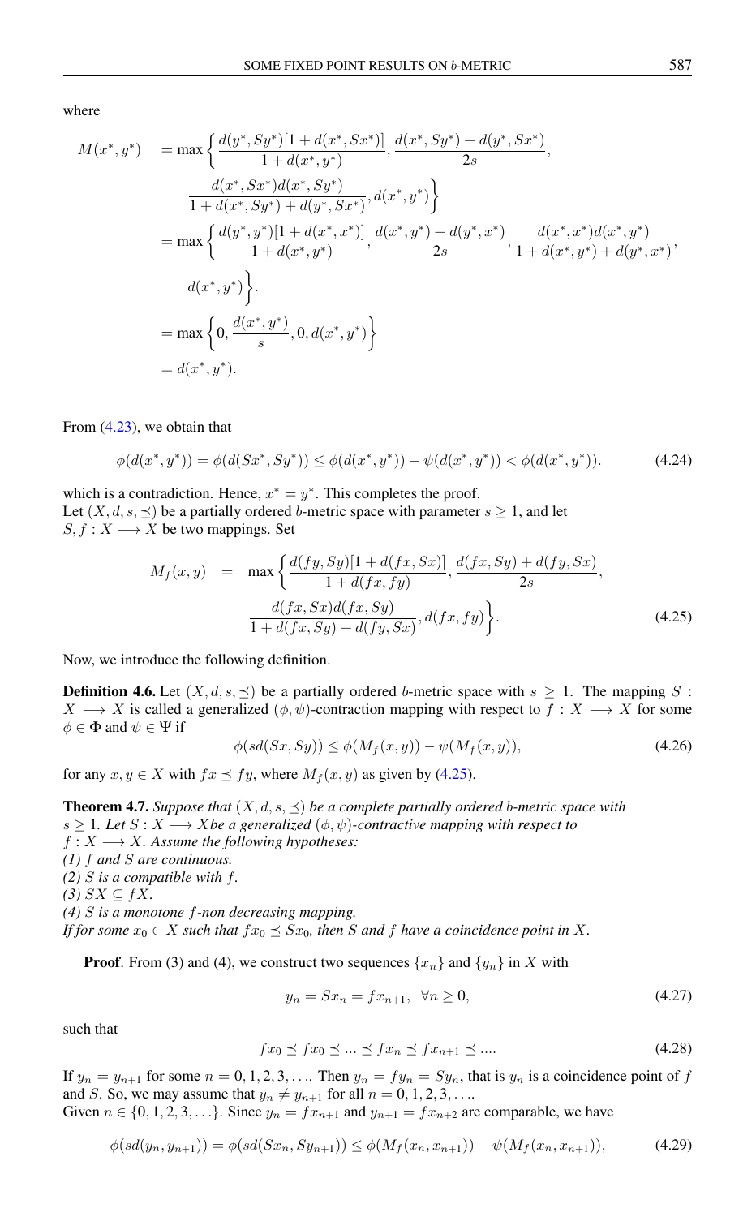where

$$
\begin{aligned}
M(x^*, y^*) \quad &= \max\left\{ \frac{d(y^*, Sy^*)[1 + d(x^*, Sx^*)]}{1 + d(x^*, y^*)}, \frac{d(x^*, Sy^*) + d(y^*, Sx^*)}{2s}, \right. \\
&\qquad \left. \frac{d(x^*, Sx^*)d(x^*, Sy^*)}{1 + d(x^*, Sy^*) + d(y^*, Sx^*)}, d(x^*, y^*) \right\} \\
&= \max\left\{ \frac{d(y^*, y^*)[1 + d(x^*, x^*)]}{1 + d(x^*, y^*)}, \frac{d(x^*, y^*) + d(y^*, x^*)}{2s}, \frac{d(x^*, x^*)d(x^*, y^*)}{1 + d(x^*, y^*) + d(y^*, x^*)}, \right. \\
&\qquad \left. d(x^*, y^*) \right\}. \\
&= \max\left\{ 0, \frac{d(x^*, y^*)}{s}, 0, d(x^*, y^*) \right\} \\
&= d(x^*, y^*).
\end{aligned}
$$

From (4.23), we obtain that

$$
\phi(d(x^*, y^*)) = \phi(d(Sx^*, Sy^*)) \le \phi(d(x^*, y^*)) - \psi(d(x^*, y^*)) < \phi(d(x^*, y^*)). \tag{4.24}
$$

which is a contradiction. Hence, $x^* = y^*$. This completes the proof.
Let $(X, d, s, \preceq)$ be a partially ordered $b$-metric space with parameter $s \ge 1$, and let $S, f : X \longrightarrow X$ be two mappings. Set

$$
\begin{aligned}
M_f(x, y) \quad = \quad \max\left\{ \frac{d(fy, Sy)[1 + d(fx, Sx)]}{1 + d(fx, fy)}, \frac{d(fx, Sy) + d(fy, Sx)}{2s}, \right. \\
\left. \frac{d(fx, Sx)d(fx, Sy)}{1 + d(fx, Sy) + d(fy, Sx)}, d(fx, fy) \right\}.
\end{aligned} \tag{4.25}
$$

Now, we introduce the following definition.

**Definition 4.6.** Let $(X, d, s, \preceq)$ be a partially ordered $b$-metric space with $s \ge 1$. The mapping $S : X \longrightarrow X$ is called a generalized $(\phi, \psi)$-contraction mapping with respect to $f : X \longrightarrow X$ for some $\phi \in \Phi$ and $\psi \in \Psi$ if

$$
\phi(sd(Sx, Sy)) \le \phi(M_f(x, y)) - \psi(M_f(x, y)), \tag{4.26}
$$

for any $x, y \in X$ with $fx \preceq fy$, where $M_f(x, y)$ as given by (4.25).

**Theorem 4.7.** *Suppose that $(X, d, s, \preceq)$ be a complete partially ordered $b$-metric space with $s \ge 1$. Let $S : X \longrightarrow X$be a generalized $(\phi, \psi)$-contractive mapping with respect to $f : X \longrightarrow X$. Assume the following hypotheses:*
*(1) $f$ and $S$ are continuous.*
*(2) $S$ is a compatible with $f$.*
*(3) $SX \subseteq fX$.*
*(4) $S$ is a monotone $f$-non decreasing mapping.*
*If for some $x_0 \in X$ such that $fx_0 \preceq Sx_0$, then $S$ and $f$ have a coincidence point in $X$.*

**Proof**. From (3) and (4), we construct two sequences $\{x_n\}$ and $\{y_n\}$ in $X$ with

$$
y_n = Sx_n = fx_{n+1}, \quad \forall n \ge 0, \tag{4.27}
$$

such that

$$
fx_0 \preceq fx_0 \preceq ... \preceq fx_n \preceq fx_{n+1} \preceq .... \tag{4.28}
$$

If $y_n = y_{n+1}$ for some $n = 0, 1, 2, 3, \ldots$. Then $y_n = fy_n = Sy_n$, that is $y_n$ is a coincidence point of $f$ and $S$. So, we may assume that $y_n \neq y_{n+1}$ for all $n = 0, 1, 2, 3, \ldots$.
Given $n \in \{0, 1, 2, 3, \ldots\}$. Since $y_n = fx_{n+1}$ and $y_{n+1} = fx_{n+2}$ are comparable, we have

$$
\phi(sd(y_n, y_{n+1})) = \phi(sd(Sx_n, Sy_{n+1})) \le \phi(M_f(x_n, x_{n+1})) - \psi(M_f(x_n, x_{n+1})), \tag{4.29}
$$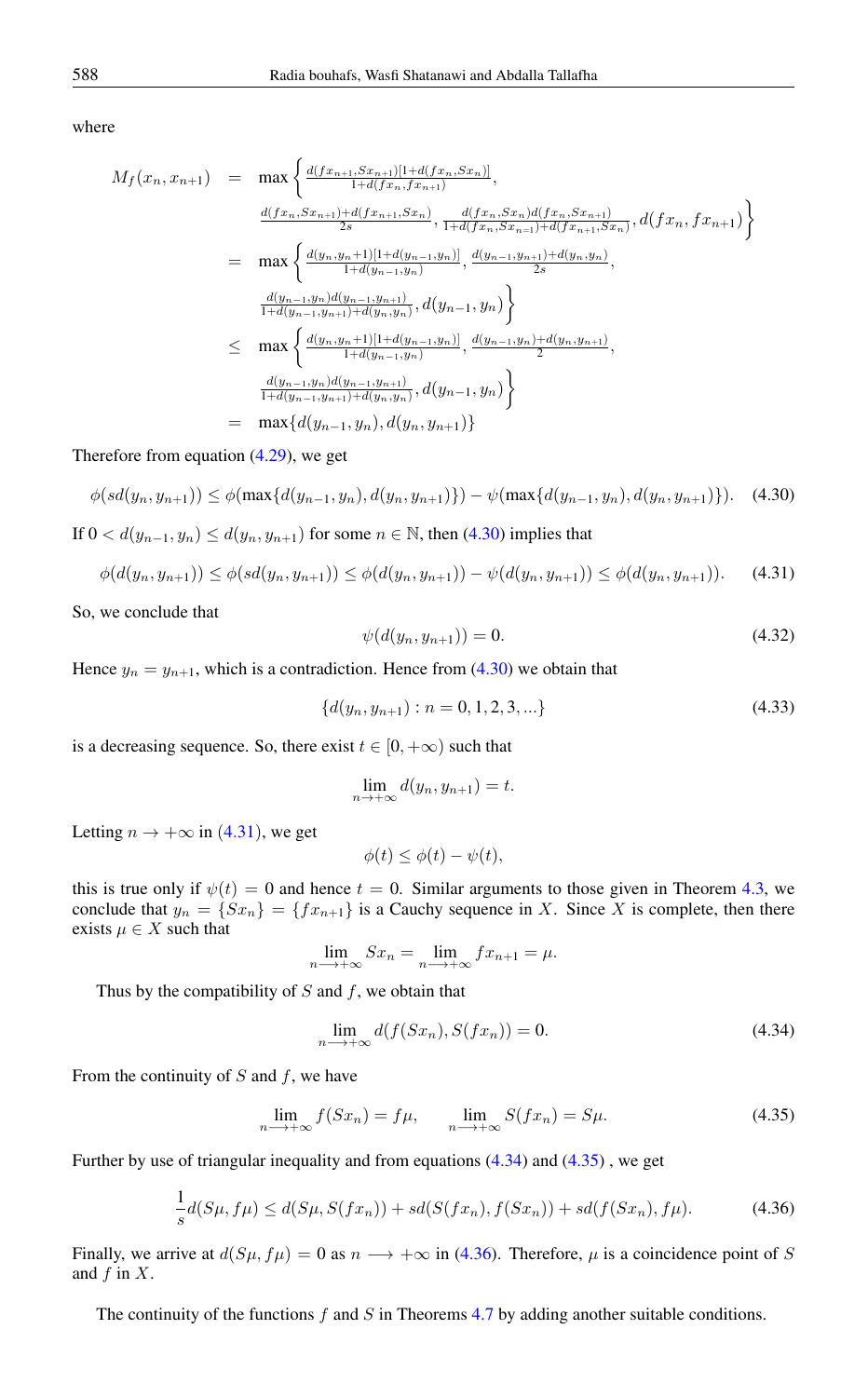where

$$
\begin{aligned}
M_f(x_n, x_{n+1}) &= \max\Big\{ \tfrac{d(fx_{n+1}, Sx_{n+1})[1+d(fx_n, Sx_n)]}{1+d(fx_n, fx_{n+1})}, \\
&\quad \tfrac{d(fx_n, Sx_{n+1})+d(fx_{n+1}, Sx_n)}{2s}, \tfrac{d(fx_n, Sx_n)d(fx_n, Sx_{n+1})}{1+d(fx_n, Sx_{n=1})+d(fx_{n+1}, Sx_n)}, d(fx_n, fx_{n+1}) \Big\} \\
&= \max\Big\{ \tfrac{d(y_n, y_n+1)[1+d(y_{n-1}, y_n)]}{1+d(y_{n-1}, y_n)}, \tfrac{d(y_{n-1}, y_{n+1})+d(y_n, y_n)}{2s}, \\
&\quad \tfrac{d(y_{n-1}, y_n)d(y_{n-1}, y_{n+1})}{1+d(y_{n-1}, y_{n+1})+d(y_n, y_n)}, d(y_{n-1}, y_n) \Big\} \\
&\leq \max\Big\{ \tfrac{d(y_n, y_n+1)[1+d(y_{n-1}, y_n)]}{1+d(y_{n-1}, y_n)}, \tfrac{d(y_{n-1}, y_n)+d(y_n, y_{n+1})}{2}, \\
&\quad \tfrac{d(y_{n-1}, y_n)d(y_{n-1}, y_{n+1})}{1+d(y_{n-1}, y_{n+1})+d(y_n, y_n)}, d(y_{n-1}, y_n) \Big\} \\
&= \max\{d(y_{n-1}, y_n), d(y_n, y_{n+1})\}
\end{aligned}
$$

Therefore from equation (4.29), we get

$$
\phi(sd(y_n, y_{n+1})) \leq \phi(\max\{d(y_{n-1}, y_n), d(y_n, y_{n+1})\}) - \psi(\max\{d(y_{n-1}, y_n), d(y_n, y_{n+1})\}). \tag{4.30}
$$

If $0 < d(y_{n-1}, y_n) \leq d(y_n, y_{n+1})$ for some $n \in \mathbb{N}$, then (4.30) implies that

$$
\phi(d(y_n, y_{n+1})) \leq \phi(sd(y_n, y_{n+1})) \leq \phi(d(y_n, y_{n+1})) - \psi(d(y_n, y_{n+1})) \leq \phi(d(y_n, y_{n+1})). \tag{4.31}
$$

So, we conclude that

$$
\psi(d(y_n, y_{n+1})) = 0. \tag{4.32}
$$

Hence $y_n = y_{n+1}$, which is a contradiction. Hence from (4.30) we obtain that

$$
\{d(y_n, y_{n+1}) : n = 0, 1, 2, 3, ...\} \tag{4.33}
$$

is a decreasing sequence. So, there exist $t \in [0, +\infty)$ such that

$$
\lim_{n\to+\infty} d(y_n, y_{n+1}) = t.
$$

Letting $n \to +\infty$ in (4.31), we get

$$
\phi(t) \leq \phi(t) - \psi(t),
$$

this is true only if $\psi(t) = 0$ and hence $t = 0$. Similar arguments to those given in Theorem 4.3, we conclude that $y_n = \{Sx_n\} = \{fx_{n+1}\}$ is a Cauchy sequence in $X$. Since $X$ is complete, then there exists $\mu \in X$ such that

$$
\lim_{n\longrightarrow+\infty} Sx_n = \lim_{n\longrightarrow+\infty} fx_{n+1} = \mu.
$$

Thus by the compatibility of $S$ and $f$, we obtain that

$$
\lim_{n\longrightarrow+\infty} d(f(Sx_n), S(fx_n)) = 0. \tag{4.34}
$$

From the continuity of $S$ and $f$, we have

$$
\lim_{n\longrightarrow+\infty} f(Sx_n) = f\mu, \qquad \lim_{n\longrightarrow+\infty} S(fx_n) = S\mu. \tag{4.35}
$$

Further by use of triangular inequality and from equations (4.34) and (4.35) , we get

$$
\frac{1}{s} d(S\mu, f\mu) \leq d(S\mu, S(fx_n)) + sd(S(fx_n), f(Sx_n)) + sd(f(Sx_n), f\mu). \tag{4.36}
$$

Finally, we arrive at $d(S\mu, f\mu) = 0$ as $n \longrightarrow +\infty$ in (4.36). Therefore, $\mu$ is a coincidence point of $S$ and $f$ in $X$.

The continuity of the functions $f$ and $S$ in Theorems 4.7 by adding another suitable conditions.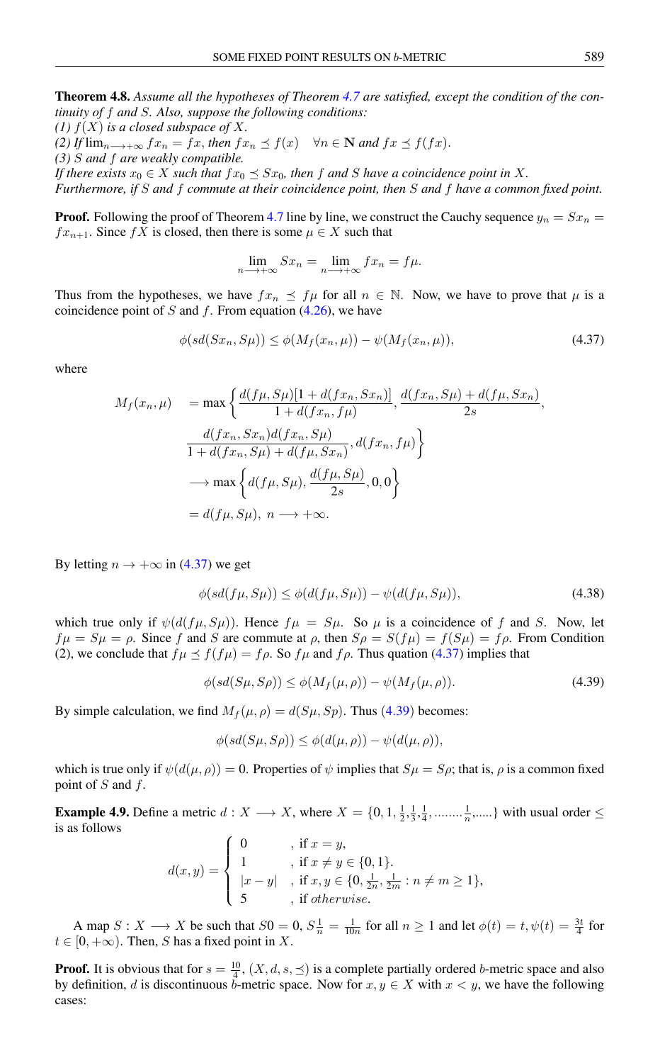**Theorem 4.8.** *Assume all the hypotheses of Theorem 4.7 are satisfied, except the condition of the continuity of $f$ and $S$. Also, suppose the following conditions:*
*(1) $f(X)$ is a closed subspace of $X$.*
*(2) If $\lim_{n\longrightarrow+\infty} fx_n = fx$, then $fx_n \preceq f(x) \quad \forall n \in \mathbf{N}$ and $fx \preceq f(fx)$.*
*(3) $S$ and $f$ are weakly compatible.*
*If there exists $x_0 \in X$ such that $fx_0 \preceq Sx_0$, then $f$ and $S$ have a coincidence point in $X$.*
*Furthermore, if $S$ and $f$ commute at their coincidence point, then $S$ and $f$ have a common fixed point.*

**Proof.** Following the proof of Theorem 4.7 line by line, we construct the Cauchy sequence $y_n = Sx_n = fx_{n+1}$. Since $fX$ is closed, then there is some $\mu \in X$ such that

$$\lim_{n\longrightarrow+\infty} Sx_n = \lim_{n\longrightarrow+\infty} fx_n = f\mu.$$

Thus from the hypotheses, we have $fx_n \preceq f\mu$ for all $n \in \mathbb{N}$. Now, we have to prove that $\mu$ is a coincidence point of $S$ and $f$. From equation (4.26), we have

$$\phi(sd(Sx_n, S\mu)) \leq \phi(M_f(x_n, \mu)) - \psi(M_f(x_n, \mu)), \tag{4.37}$$

where

$$\begin{aligned}
M_f(x_n, \mu) \quad &= \max\left\{\frac{d(f\mu, S\mu)[1 + d(fx_n, Sx_n)]}{1 + d(fx_n, f\mu)}, \frac{d(fx_n, S\mu) + d(f\mu, Sx_n)}{2s},\right.\\
&\left.\frac{d(fx_n, Sx_n)d(fx_n, S\mu)}{1 + d(fx_n, S\mu) + d(f\mu, Sx_n)}, d(fx_n, f\mu)\right\}\\
&\longrightarrow \max\left\{d(f\mu, S\mu), \frac{d(f\mu, S\mu)}{2s}, 0, 0\right\}\\
&= d(f\mu, S\mu),\ n \longrightarrow +\infty.
\end{aligned}$$

By letting $n \to +\infty$ in (4.37) we get

$$\phi(sd(f\mu, S\mu)) \leq \phi(d(f\mu, S\mu)) - \psi(d(f\mu, S\mu)), \tag{4.38}$$

which true only if $\psi(d(f\mu, S\mu))$. Hence $f\mu = S\mu$. So $\mu$ is a coincidence of $f$ and $S$. Now, let $f\mu = S\mu = \rho$. Since $f$ and $S$ are commute at $\rho$, then $S\rho = S(f\mu) = f(S\mu) = f\rho$. From Condition (2), we conclude that $f\mu \preceq f(f\mu) = f\rho$. So $f\mu$ and $f\rho$. Thus quation (4.37) implies that

$$\phi(sd(S\mu, S\rho)) \leq \phi(M_f(\mu, \rho)) - \psi(M_f(\mu, \rho)). \tag{4.39}$$

By simple calculation, we find $M_f(\mu, \rho) = d(S\mu, Sp)$. Thus (4.39) becomes:

$$\phi(sd(S\mu, S\rho)) \leq \phi(d(\mu, \rho)) - \psi(d(\mu, \rho)),$$

which is true only if $\psi(d(\mu, \rho)) = 0$. Properties of $\psi$ implies that $S\mu = S\rho$; that is, $\rho$ is a common fixed point of $S$ and $f$.

**Example 4.9.** Define a metric $d : X \longrightarrow X$, where $X = \{0, 1, \frac{1}{2}, \frac{1}{3}, \frac{1}{4}, ........\frac{1}{n}, ......\}$ with usual order $\leq$ is as follows

$$d(x, y) = \begin{cases} 0 & , \text{ if } x = y,\\ 1 & , \text{ if } x \neq y \in \{0, 1\}.\\ |x - y| & , \text{ if } x, y \in \{0, \frac{1}{2n}, \frac{1}{2m} : n \neq m \geq 1\},\\ 5 & , \text{ if } otherwise. \end{cases}$$

A map $S : X \longrightarrow X$ be such that $S0 = 0$, $S\frac{1}{n} = \frac{1}{10n}$ for all $n \geq 1$ and let $\phi(t) = t, \psi(t) = \frac{3t}{4}$ for $t \in [0, +\infty)$. Then, $S$ has a fixed point in $X$.

**Proof.** It is obvious that for $s = \frac{10}{4}$, $(X, d, s, \preceq)$ is a complete partially ordered $b$-metric space and also by definition, $d$ is discontinuous $b$-metric space. Now for $x, y \in X$ with $x < y$, we have the following cases: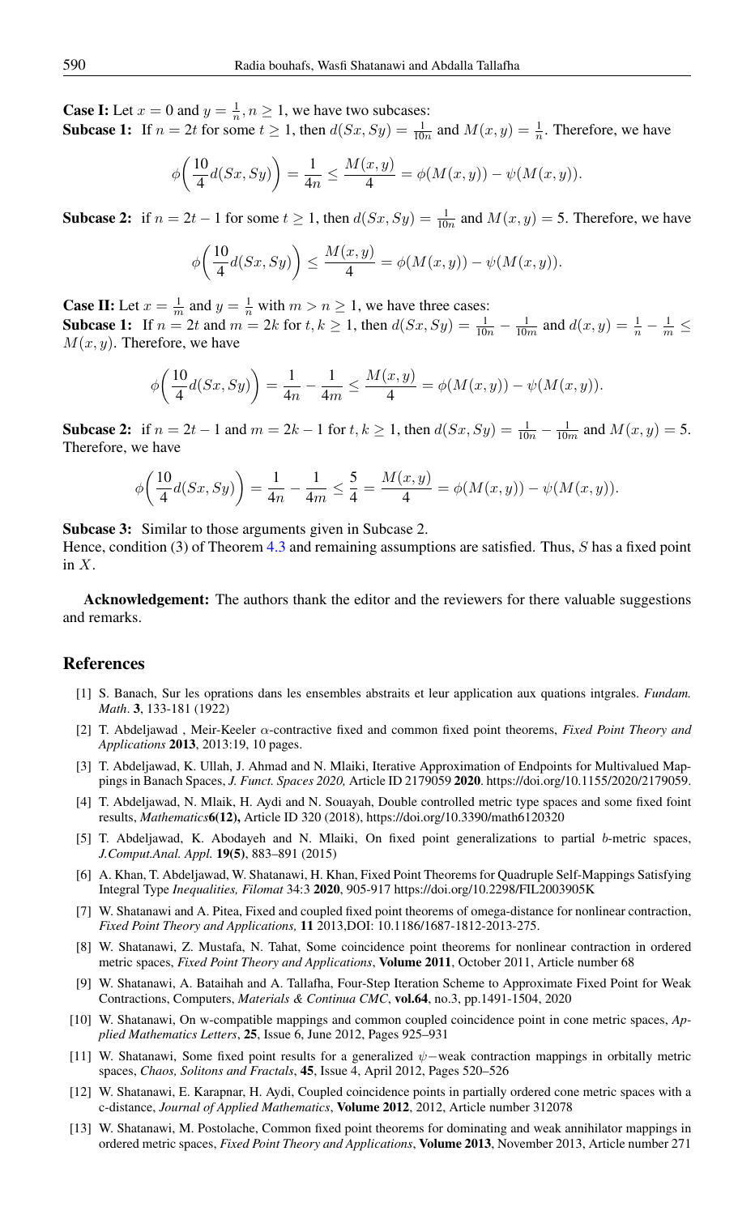**Case I:** Let $x = 0$ and $y = \frac{1}{n}, n \geq 1$, we have two subcases:
**Subcase 1:** If $n = 2t$ for some $t \geq 1$, then $d(Sx, Sy) = \frac{1}{10n}$ and $M(x, y) = \frac{1}{n}$. Therefore, we have

$$\phi\left(\frac{10}{4}d(Sx, Sy)\right) = \frac{1}{4n} \leq \frac{M(x, y)}{4} = \phi(M(x, y)) - \psi(M(x, y)).$$

**Subcase 2:** if $n = 2t - 1$ for some $t \geq 1$, then $d(Sx, Sy) = \frac{1}{10n}$ and $M(x, y) = 5$. Therefore, we have

$$\phi\left(\frac{10}{4}d(Sx, Sy)\right) \leq \frac{M(x, y)}{4} = \phi(M(x, y)) - \psi(M(x, y)).$$

**Case II:** Let $x = \frac{1}{m}$ and $y = \frac{1}{n}$ with $m > n \geq 1$, we have three cases:
**Subcase 1:** If $n = 2t$ and $m = 2k$ for $t, k \geq 1$, then $d(Sx, Sy) = \frac{1}{10n} - \frac{1}{10m}$ and $d(x, y) = \frac{1}{n} - \frac{1}{m} \leq M(x, y)$. Therefore, we have

$$\phi\left(\frac{10}{4}d(Sx, Sy)\right) = \frac{1}{4n} - \frac{1}{4m} \leq \frac{M(x, y)}{4} = \phi(M(x, y)) - \psi(M(x, y)).$$

**Subcase 2:** if $n = 2t - 1$ and $m = 2k - 1$ for $t, k \geq 1$, then $d(Sx, Sy) = \frac{1}{10n} - \frac{1}{10m}$ and $M(x, y) = 5$. Therefore, we have

$$\phi\left(\frac{10}{4}d(Sx, Sy)\right) = \frac{1}{4n} - \frac{1}{4m} \leq \frac{5}{4} = \frac{M(x, y)}{4} = \phi(M(x, y)) - \psi(M(x, y)).$$

**Subcase 3:** Similar to those arguments given in Subcase 2.
Hence, condition (3) of Theorem 4.3 and remaining assumptions are satisfied. Thus, $S$ has a fixed point in $X$.

**Acknowledgement:** The authors thank the editor and the reviewers for there valuable suggestions and remarks.

## References

[1] S. Banach, Sur les oprations dans les ensembles abstraits et leur application aux quations intgrales. *Fundam. Math*. **3**, 133-181 (1922)

[2] T. Abdeljawad , Meir-Keeler $\alpha$-contractive fixed and common fixed point theorems, *Fixed Point Theory and Applications* **2013**, 2013:19, 10 pages.

[3] T. Abdeljawad, K. Ullah, J. Ahmad and N. Mlaiki, Iterative Approximation of Endpoints for Multivalued Mappings in Banach Spaces, *J. Funct. Spaces 2020,* Article ID 2179059 **2020**. https://doi.org/10.1155/2020/2179059.

[4] T. Abdeljawad, N. Mlaik, H. Aydi and N. Souayah, Double controlled metric type spaces and some fixed foint results, *Mathematics***6(12),** Article ID 320 (2018), https://doi.org/10.3390/math6120320

[5] T. Abdeljawad, K. Abodayeh and N. Mlaiki, On fixed point generalizations to partial $b$-metric spaces, *J.Comput.Anal. Appl.* **19(5)**, 883–891 (2015)

[6] A. Khan, T. Abdeljawad, W. Shatanawi, H. Khan, Fixed Point Theorems for Quadruple Self-Mappings Satisfying Integral Type *Inequalities, Filomat* 34:3 **2020**, 905-917 https://doi.org/10.2298/FIL2003905K

[7] W. Shatanawi and A. Pitea, Fixed and coupled fixed point theorems of omega-distance for nonlinear contraction, *Fixed Point Theory and Applications,* **11** 2013,DOI: 10.1186/1687-1812-2013-275.

[8] W. Shatanawi, Z. Mustafa, N. Tahat, Some coincidence point theorems for nonlinear contraction in ordered metric spaces, *Fixed Point Theory and Applications*, **Volume 2011**, October 2011, Article number 68

[9] W. Shatanawi, A. Bataihah and A. Tallafha, Four-Step Iteration Scheme to Approximate Fixed Point for Weak Contractions, Computers, *Materials & Continua CMC*, **vol.64**, no.3, pp.1491-1504, 2020

[10] W. Shatanawi, On w-compatible mappings and common coupled coincidence point in cone metric spaces, *Applied Mathematics Letters*, **25**, Issue 6, June 2012, Pages 925–931

[11] W. Shatanawi, Some fixed point results for a generalized $\psi-$weak contraction mappings in orbitally metric spaces, *Chaos, Solitons and Fractals*, **45**, Issue 4, April 2012, Pages 520–526

[12] W. Shatanawi, E. Karapnar, H. Aydi, Coupled coincidence points in partially ordered cone metric spaces with a c-distance, *Journal of Applied Mathematics*, **Volume 2012**, 2012, Article number 312078

[13] W. Shatanawi, M. Postolache, Common fixed point theorems for dominating and weak annihilator mappings in ordered metric spaces, *Fixed Point Theory and Applications*, **Volume 2013**, November 2013, Article number 271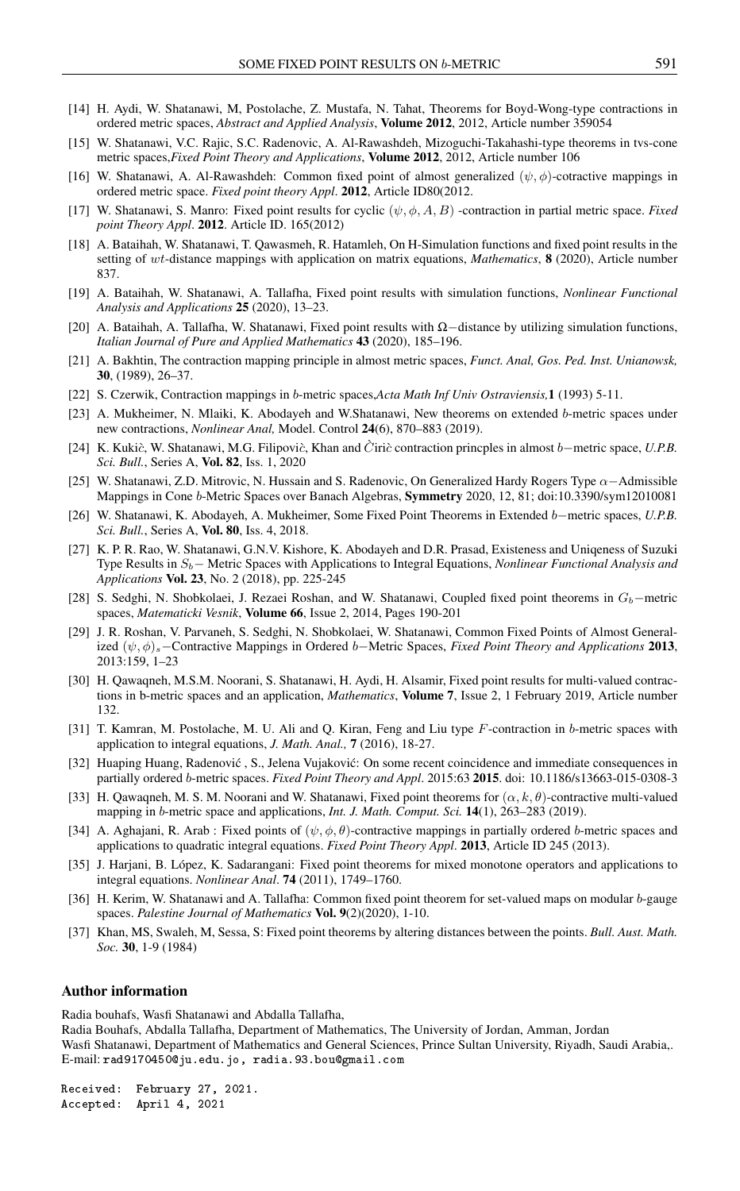[14] H. Aydi, W. Shatanawi, M, Postolache, Z. Mustafa, N. Tahat, Theorems for Boyd-Wong-type contractions in ordered metric spaces, *Abstract and Applied Analysis*, **Volume 2012**, 2012, Article number 359054

[15] W. Shatanawi, V.C. Rajic, S.C. Radenovic, A. Al-Rawashdeh, Mizoguchi-Takahashi-type theorems in tvs-cone metric spaces,*Fixed Point Theory and Applications*, **Volume 2012**, 2012, Article number 106

[16] W. Shatanawi, A. Al-Rawashdeh: Common fixed point of almost generalized $(\psi, \phi)$-cotractive mappings in ordered metric space. *Fixed point theory Appl*. **2012**, Article ID80(2012.

[17] W. Shatanawi, S. Manro: Fixed point results for cyclic $(\psi, \phi, A, B)$ -contraction in partial metric space. *Fixed point Theory Appl*. **2012**. Article ID. 165(2012)

[18] A. Bataihah, W. Shatanawi, T. Qawasmeh, R. Hatamleh, On H-Simulation functions and fixed point results in the setting of $wt$-distance mappings with application on matrix equations, *Mathematics*, **8** (2020), Article number 837.

[19] A. Bataihah, W. Shatanawi, A. Tallafha, Fixed point results with simulation functions, *Nonlinear Functional Analysis and Applications* **25** (2020), 13–23.

[20] A. Bataihah, A. Tallafha, W. Shatanawi, Fixed point results with $\Omega-$distance by utilizing simulation functions, *Italian Journal of Pure and Applied Mathematics* **43** (2020), 185–196.

[21] A. Bakhtin, The contraction mapping principle in almost metric spaces, *Funct. Anal, Gos. Ped. Inst. Unianowsk,* **30**, (1989), 26–37.

[22] S. Czerwik, Contraction mappings in $b$-metric spaces,*Acta Math Inf Univ Ostraviensis,***1** (1993) 5-11.

[23] A. Mukheimer, N. Mlaiki, K. Abodayeh and W.Shatanawi, New theorems on extended $b$-metric spaces under new contractions, *Nonlinear Anal,* Model. Control **24**(6), 870–883 (2019).

[24] K. Kukiċ, W. Shatanawi, M.G. Filipoviċ, Khan and Ċiriċ contraction princples in almost $b-$metric space, *U.P.B. Sci. Bull.*, Series A, **Vol. 82**, Iss. 1, 2020

[25] W. Shatanawi, Z.D. Mitrovic, N. Hussain and S. Radenovic, On Generalized Hardy Rogers Type $\alpha-$Admissible Mappings in Cone $b$-Metric Spaces over Banach Algebras, **Symmetry** 2020, 12, 81; doi:10.3390/sym12010081

[26] W. Shatanawi, K. Abodayeh, A. Mukheimer, Some Fixed Point Theorems in Extended $b-$metric spaces, *U.P.B. Sci. Bull.*, Series A, **Vol. 80**, Iss. 4, 2018.

[27] K. P. R. Rao, W. Shatanawi, G.N.V. Kishore, K. Abodayeh and D.R. Prasad, Existeness and Uniqeness of Suzuki Type Results in $S_b-$ Metric Spaces with Applications to Integral Equations, *Nonlinear Functional Analysis and Applications* **Vol. 23**, No. 2 (2018), pp. 225-245

[28] S. Sedghi, N. Shobkolaei, J. Rezaei Roshan, and W. Shatanawi, Coupled fixed point theorems in $G_b-$metric spaces, *Matematicki Vesnik*, **Volume 66**, Issue 2, 2014, Pages 190-201

[29] J. R. Roshan, V. Parvaneh, S. Sedghi, N. Shobkolaei, W. Shatanawi, Common Fixed Points of Almost Generalized $(\psi, \phi)_s-$Contractive Mappings in Ordered $b-$Metric Spaces, *Fixed Point Theory and Applications* **2013**, 2013:159, 1–23

[30] H. Qawaqneh, M.S.M. Noorani, S. Shatanawi, H. Aydi, H. Alsamir, Fixed point results for multi-valued contractions in b-metric spaces and an application, *Mathematics*, **Volume 7**, Issue 2, 1 February 2019, Article number 132.

[31] T. Kamran, M. Postolache, M. U. Ali and Q. Kiran, Feng and Liu type $F$-contraction in $b$-metric spaces with application to integral equations, *J. Math. Anal.,* **7** (2016), 18-27.

[32] Huaping Huang, Radenović , S., Jelena Vujaković: On some recent coincidence and immediate consequences in partially ordered $b$-metric spaces. *Fixed Point Theory and Appl*. 2015:63 **2015**. doi: 10.1186/s13663-015-0308-3

[33] H. Qawaqneh, M. S. M. Noorani and W. Shatanawi, Fixed point theorems for $(\alpha, k, \theta)$-contractive multi-valued mapping in $b$-metric space and applications, *Int. J. Math. Comput. Sci.* **14**(1), 263–283 (2019).

[34] A. Aghajani, R. Arab : Fixed points of $(\psi, \phi, \theta)$-contractive mappings in partially ordered $b$-metric spaces and applications to quadratic integral equations. *Fixed Point Theory Appl*. **2013**, Article ID 245 (2013).

[35] J. Harjani, B. López, K. Sadarangani: Fixed point theorems for mixed monotone operators and applications to integral equations. *Nonlinear Anal*. **74** (2011), 1749–1760.

[36] H. Kerim, W. Shatanawi and A. Tallafha: Common fixed point theorem for set-valued maps on modular $b$-gauge spaces. *Palestine Journal of Mathematics* **Vol. 9**(2)(2020), 1-10.

[37] Khan, MS, Swaleh, M, Sessa, S: Fixed point theorems by altering distances between the points. *Bull. Aust. Math. Soc.* **30**, 1-9 (1984)

## Author information

Radia bouhafs, Wasfi Shatanawi and Abdalla Tallafha,
Radia Bouhafs, Abdalla Tallafha, Department of Mathematics, The University of Jordan, Amman, Jordan
Wasfi Shatanawi, Department of Mathematics and General Sciences, Prince Sultan University, Riyadh, Saudi Arabia,.
E-mail: rad9170450@ju.edu.jo, radia.93.bou@gmail.com

Received: February 27, 2021.
Accepted: April 4, 2021